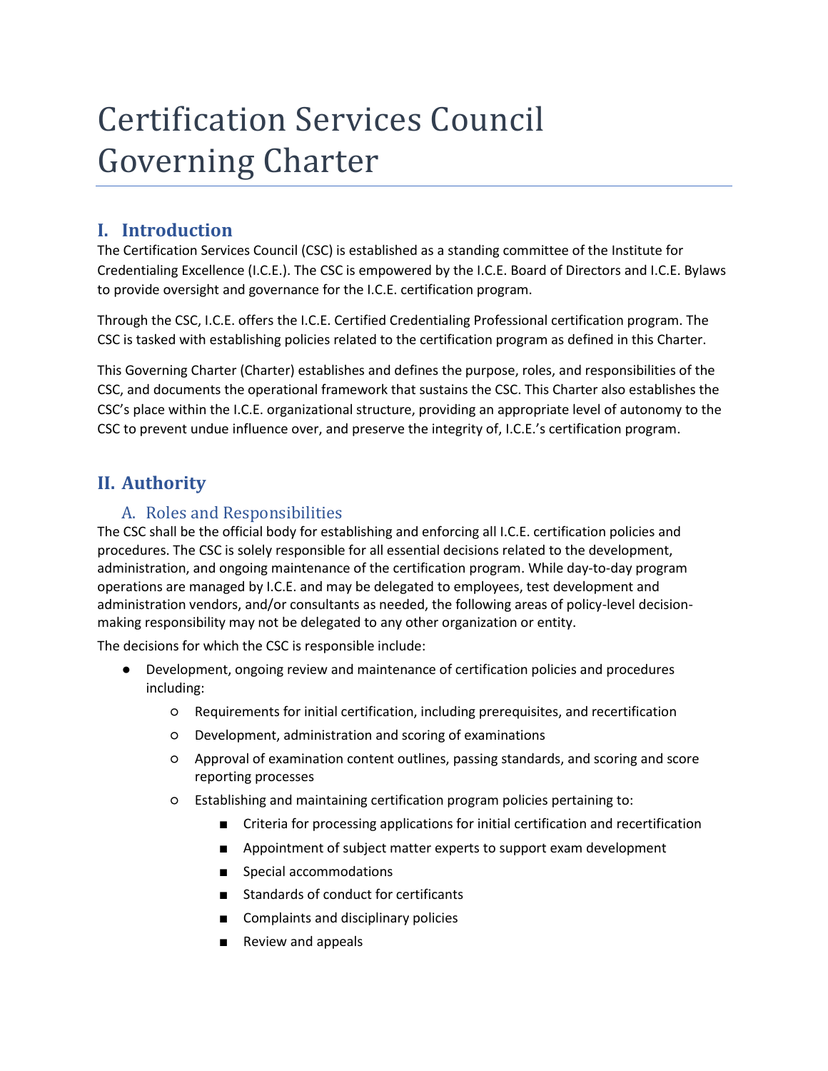# Certification Services Council Governing Charter

## I. Introduction

The Certification Services Council (CSC) is established as a standing committee of the Institute for Credentialing Excellence (I.C.E.). The CSC is empowered by the I.C.E. Board of Directors and I.C.E. Bylaws to provide oversight and governance for the I.C.E. certification program.

Through the CSC, I.C.E. offers the I.C.E. Certified Credentialing Professional certification program. The CSC is tasked with establishing policies related to the certification program as defined in this Charter.

This Governing Charter (Charter) establishes and defines the purpose, roles, and responsibilities of the CSC, and documents the operational framework that sustains the CSC. This Charter also establishes the CSC's place within the I.C.E. organizational structure, providing an appropriate level of autonomy to the CSC to prevent undue influence over, and preserve the integrity of, I.C.E.'s certification program.

## II. Authority

### A. Roles and Responsibilities

The CSC shall be the official body for establishing and enforcing all I.C.E. certification policies and procedures. The CSC is solely responsible for all essential decisions related to the development, administration, and ongoing maintenance of the certification program. While day-to-day program operations are managed by I.C.E. and may be delegated to employees, test development and administration vendors, and/or consultants as needed, the following areas of policy-level decision-making responsibility may not be delegated to any other organization or entity.

The decisions for which the CSC is responsible include:

- Development, ongoing review and maintenance of certification policies and procedures including:
  - Requirements for initial certification, including prerequisites, and recertification
  - Development, administration and scoring of examinations
  - Approval of examination content outlines, passing standards, and scoring and score reporting processes
  - Establishing and maintaining certification program policies pertaining to:
    - Criteria for processing applications for initial certification and recertification
    - Appointment of subject matter experts to support exam development
    - Special accommodations
    - Standards of conduct for certificants
    - Complaints and disciplinary policies
    - Review and appeals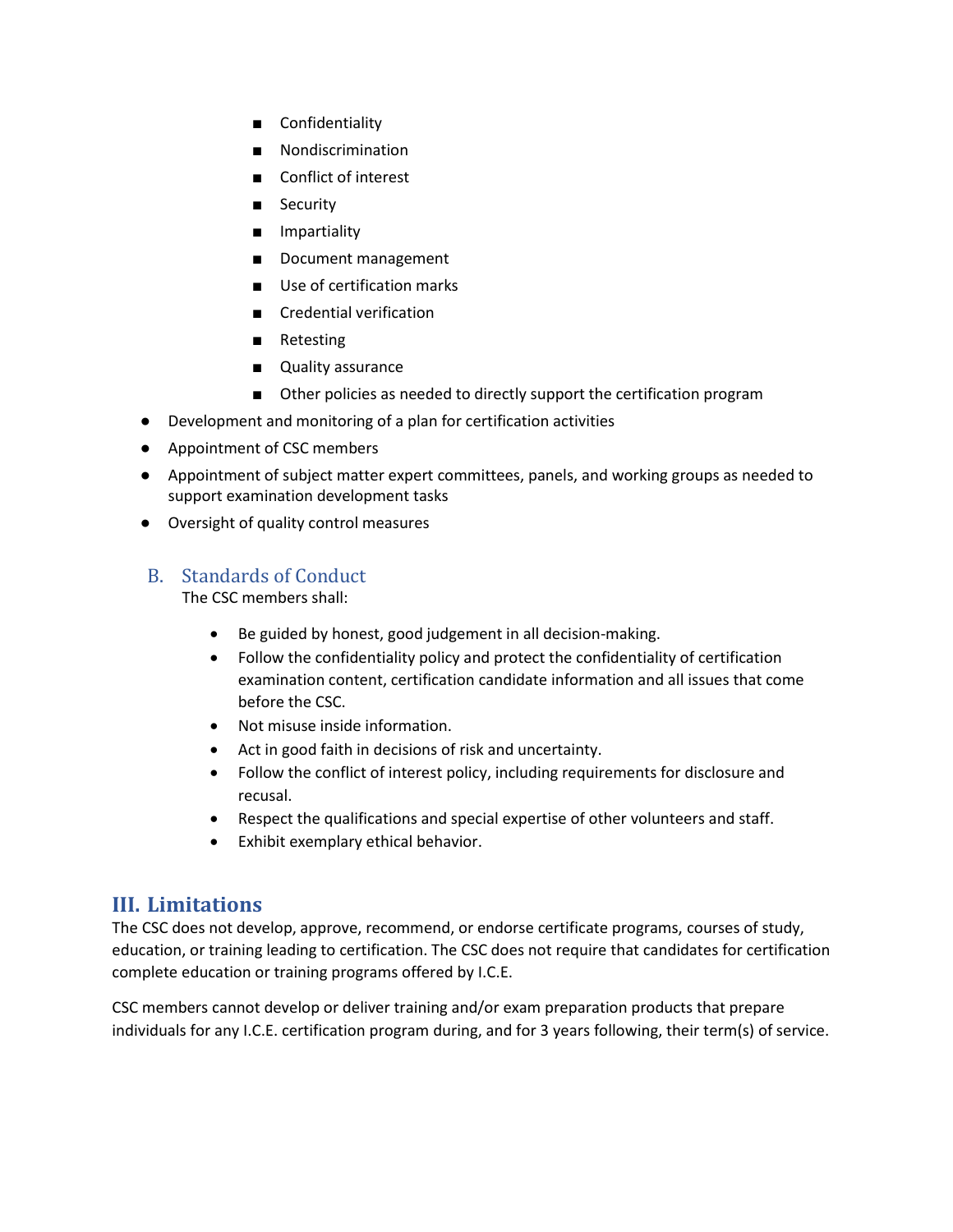- Confidentiality
  - Nondiscrimination
  - Conflict of interest
  - Security
  - Impartiality
  - Document management
  - Use of certification marks
  - Credential verification
  - Retesting
  - Quality assurance
  - Other policies as needed to directly support the certification program
- Development and monitoring of a plan for certification activities
- Appointment of CSC members
- Appointment of subject matter expert committees, panels, and working groups as needed to support examination development tasks
- Oversight of quality control measures

### B. Standards of Conduct

The CSC members shall:

- Be guided by honest, good judgement in all decision-making.
- Follow the confidentiality policy and protect the confidentiality of certification examination content, certification candidate information and all issues that come before the CSC.
- Not misuse inside information.
- Act in good faith in decisions of risk and uncertainty.
- Follow the conflict of interest policy, including requirements for disclosure and recusal.
- Respect the qualifications and special expertise of other volunteers and staff.
- Exhibit exemplary ethical behavior.

## III. Limitations

The CSC does not develop, approve, recommend, or endorse certificate programs, courses of study, education, or training leading to certification. The CSC does not require that candidates for certification complete education or training programs offered by I.C.E.

CSC members cannot develop or deliver training and/or exam preparation products that prepare individuals for any I.C.E. certification program during, and for 3 years following, their term(s) of service.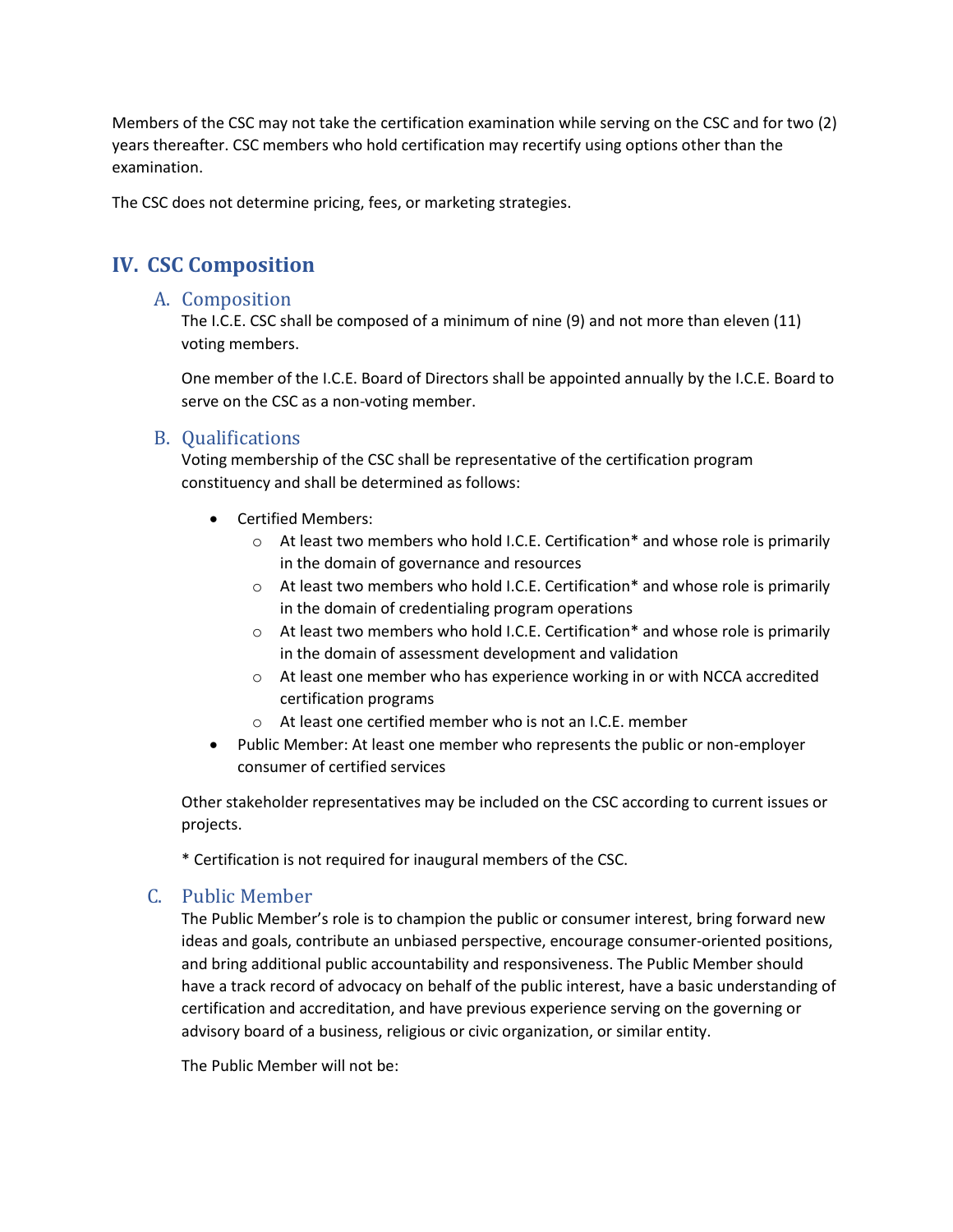Members of the CSC may not take the certification examination while serving on the CSC and for two (2) years thereafter. CSC members who hold certification may recertify using options other than the examination.

The CSC does not determine pricing, fees, or marketing strategies.

## IV. CSC Composition

### A. Composition

The I.C.E. CSC shall be composed of a minimum of nine (9) and not more than eleven (11) voting members.

One member of the I.C.E. Board of Directors shall be appointed annually by the I.C.E. Board to serve on the CSC as a non-voting member.

### B. Qualifications

Voting membership of the CSC shall be representative of the certification program constituency and shall be determined as follows:

- Certified Members:
  - At least two members who hold I.C.E. Certification* and whose role is primarily in the domain of governance and resources
  - At least two members who hold I.C.E. Certification* and whose role is primarily in the domain of credentialing program operations
  - At least two members who hold I.C.E. Certification* and whose role is primarily in the domain of assessment development and validation
  - At least one member who has experience working in or with NCCA accredited certification programs
  - At least one certified member who is not an I.C.E. member
- Public Member: At least one member who represents the public or non-employer consumer of certified services

Other stakeholder representatives may be included on the CSC according to current issues or projects.

* Certification is not required for inaugural members of the CSC.

### C. Public Member

The Public Member's role is to champion the public or consumer interest, bring forward new ideas and goals, contribute an unbiased perspective, encourage consumer-oriented positions, and bring additional public accountability and responsiveness. The Public Member should have a track record of advocacy on behalf of the public interest, have a basic understanding of certification and accreditation, and have previous experience serving on the governing or advisory board of a business, religious or civic organization, or similar entity.

The Public Member will not be: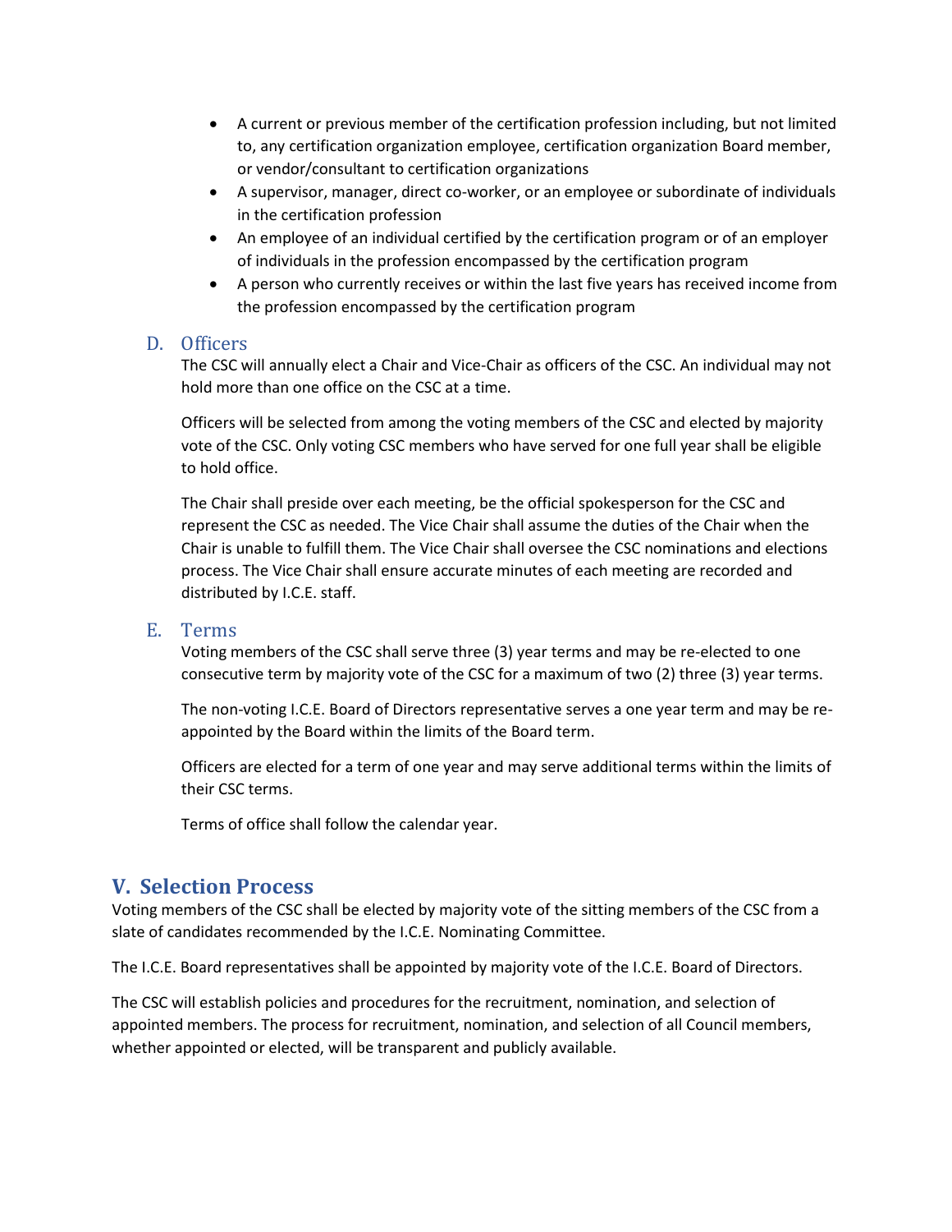- A current or previous member of the certification profession including, but not limited to, any certification organization employee, certification organization Board member, or vendor/consultant to certification organizations
- A supervisor, manager, direct co-worker, or an employee or subordinate of individuals in the certification profession
- An employee of an individual certified by the certification program or of an employer of individuals in the profession encompassed by the certification program
- A person who currently receives or within the last five years has received income from the profession encompassed by the certification program

### D. Officers

The CSC will annually elect a Chair and Vice-Chair as officers of the CSC. An individual may not hold more than one office on the CSC at a time.

Officers will be selected from among the voting members of the CSC and elected by majority vote of the CSC. Only voting CSC members who have served for one full year shall be eligible to hold office.

The Chair shall preside over each meeting, be the official spokesperson for the CSC and represent the CSC as needed. The Vice Chair shall assume the duties of the Chair when the Chair is unable to fulfill them. The Vice Chair shall oversee the CSC nominations and elections process. The Vice Chair shall ensure accurate minutes of each meeting are recorded and distributed by I.C.E. staff.

### E. Terms

Voting members of the CSC shall serve three (3) year terms and may be re-elected to one consecutive term by majority vote of the CSC for a maximum of two (2) three (3) year terms.

The non-voting I.C.E. Board of Directors representative serves a one year term and may be re-appointed by the Board within the limits of the Board term.

Officers are elected for a term of one year and may serve additional terms within the limits of their CSC terms.

Terms of office shall follow the calendar year.

## V. Selection Process

Voting members of the CSC shall be elected by majority vote of the sitting members of the CSC from a slate of candidates recommended by the I.C.E. Nominating Committee.

The I.C.E. Board representatives shall be appointed by majority vote of the I.C.E. Board of Directors.

The CSC will establish policies and procedures for the recruitment, nomination, and selection of appointed members. The process for recruitment, nomination, and selection of all Council members, whether appointed or elected, will be transparent and publicly available.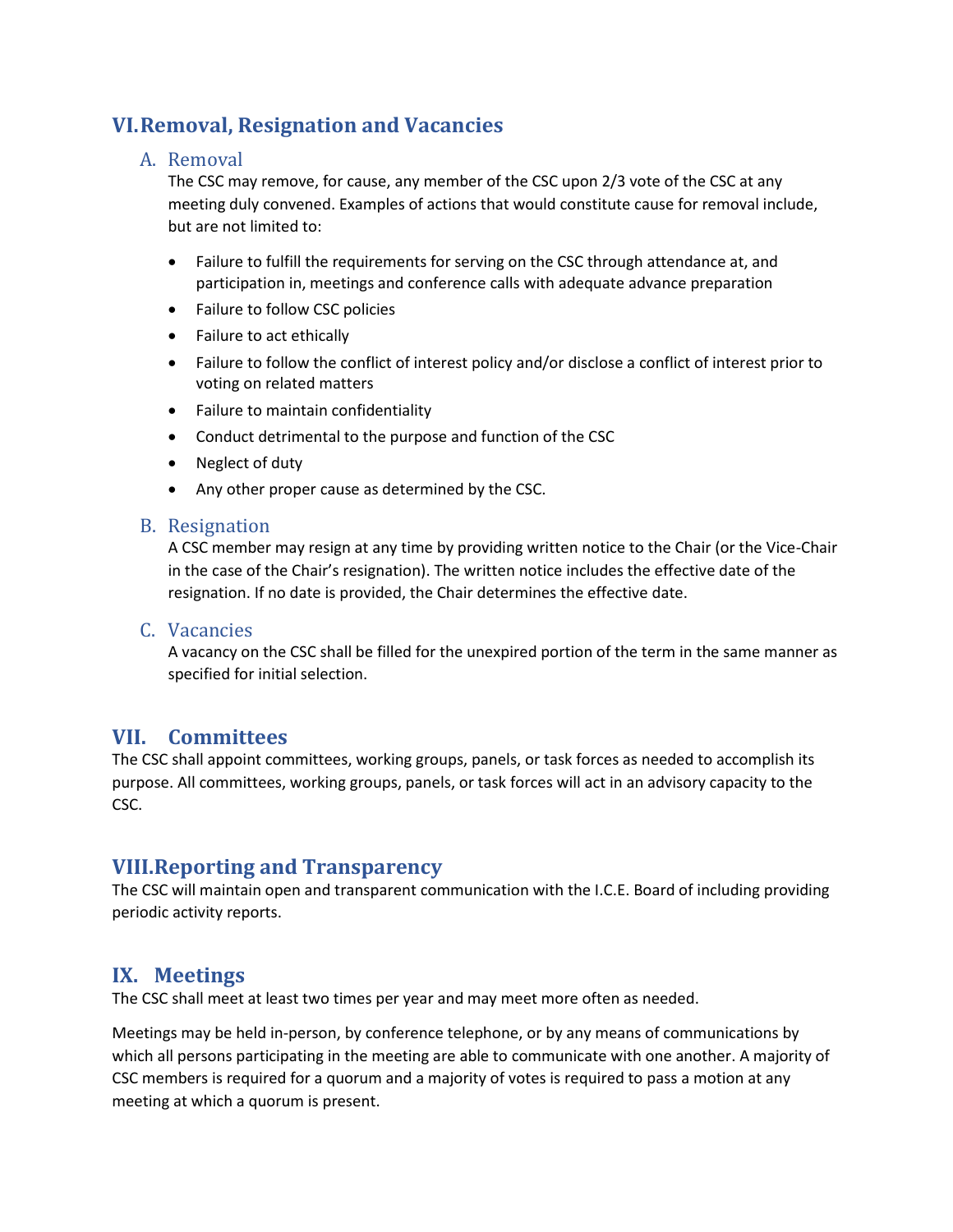## VI. Removal, Resignation and Vacancies

### A. Removal

The CSC may remove, for cause, any member of the CSC upon 2/3 vote of the CSC at any meeting duly convened. Examples of actions that would constitute cause for removal include, but are not limited to:

- Failure to fulfill the requirements for serving on the CSC through attendance at, and participation in, meetings and conference calls with adequate advance preparation
- Failure to follow CSC policies
- Failure to act ethically
- Failure to follow the conflict of interest policy and/or disclose a conflict of interest prior to voting on related matters
- Failure to maintain confidentiality
- Conduct detrimental to the purpose and function of the CSC
- Neglect of duty
- Any other proper cause as determined by the CSC.

### B. Resignation

A CSC member may resign at any time by providing written notice to the Chair (or the Vice-Chair in the case of the Chair's resignation). The written notice includes the effective date of the resignation. If no date is provided, the Chair determines the effective date.

### C. Vacancies

A vacancy on the CSC shall be filled for the unexpired portion of the term in the same manner as specified for initial selection.

## VII. Committees

The CSC shall appoint committees, working groups, panels, or task forces as needed to accomplish its purpose. All committees, working groups, panels, or task forces will act in an advisory capacity to the CSC.

## VIII. Reporting and Transparency

The CSC will maintain open and transparent communication with the I.C.E. Board of including providing periodic activity reports.

## IX. Meetings

The CSC shall meet at least two times per year and may meet more often as needed.

Meetings may be held in-person, by conference telephone, or by any means of communications by which all persons participating in the meeting are able to communicate with one another. A majority of CSC members is required for a quorum and a majority of votes is required to pass a motion at any meeting at which a quorum is present.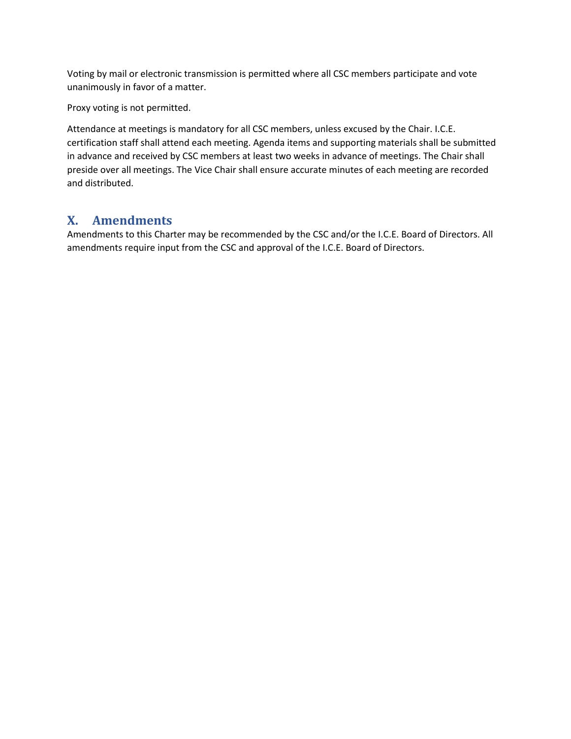Voting by mail or electronic transmission is permitted where all CSC members participate and vote unanimously in favor of a matter.

Proxy voting is not permitted.

Attendance at meetings is mandatory for all CSC members, unless excused by the Chair. I.C.E. certification staff shall attend each meeting. Agenda items and supporting materials shall be submitted in advance and received by CSC members at least two weeks in advance of meetings. The Chair shall preside over all meetings. The Vice Chair shall ensure accurate minutes of each meeting are recorded and distributed.

## X. Amendments

Amendments to this Charter may be recommended by the CSC and/or the I.C.E. Board of Directors. All amendments require input from the CSC and approval of the I.C.E. Board of Directors.